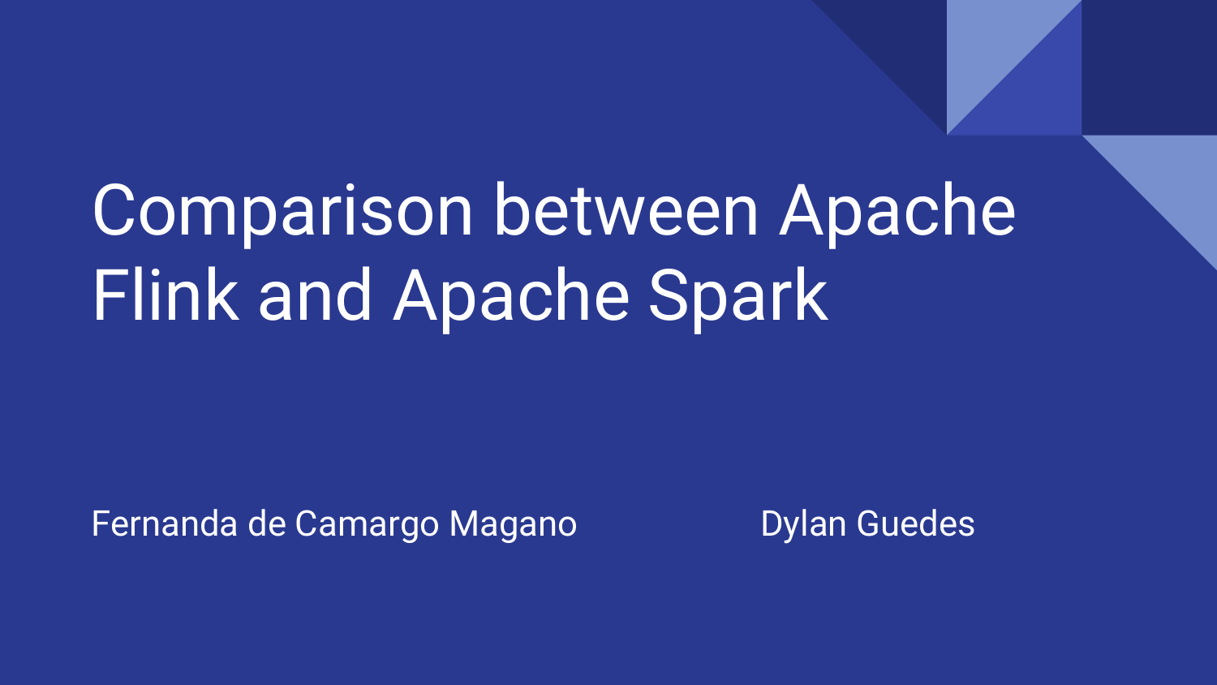# Comparison between Apache Flink and Apache Spark

Fernanda de Camargo Magano

Dylan Guedes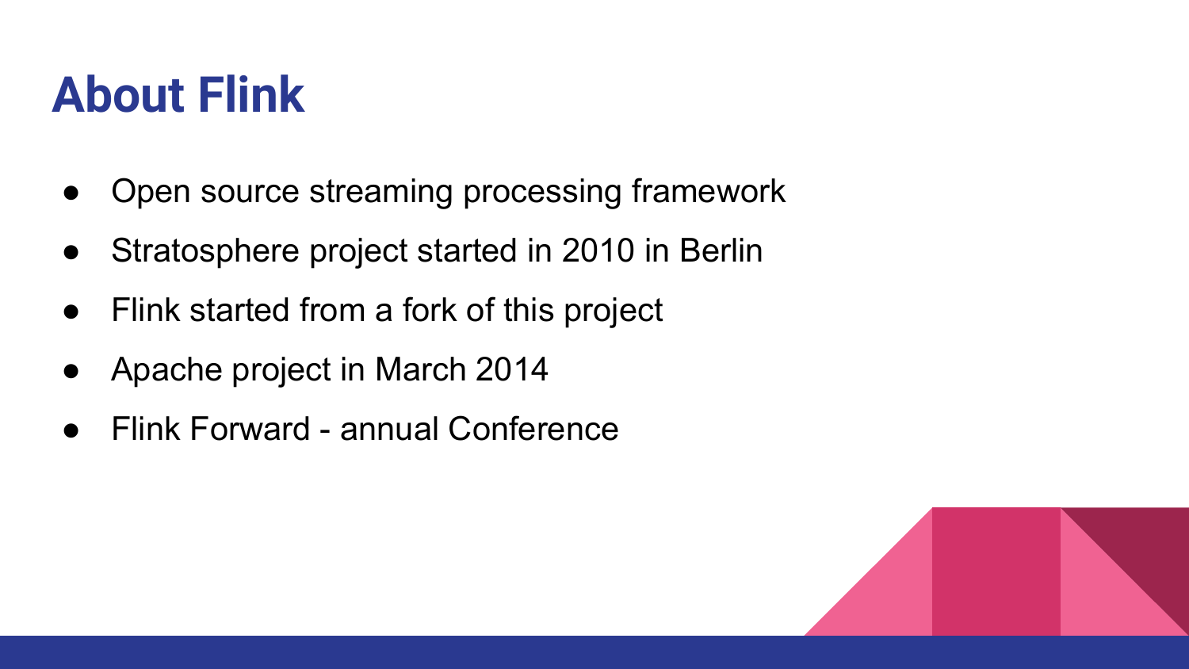# About Flink

- Open source streaming processing framework
- Stratosphere project started in 2010 in Berlin
- Flink started from a fork of this project
- Apache project in March 2014
- Flink Forward - annual Conference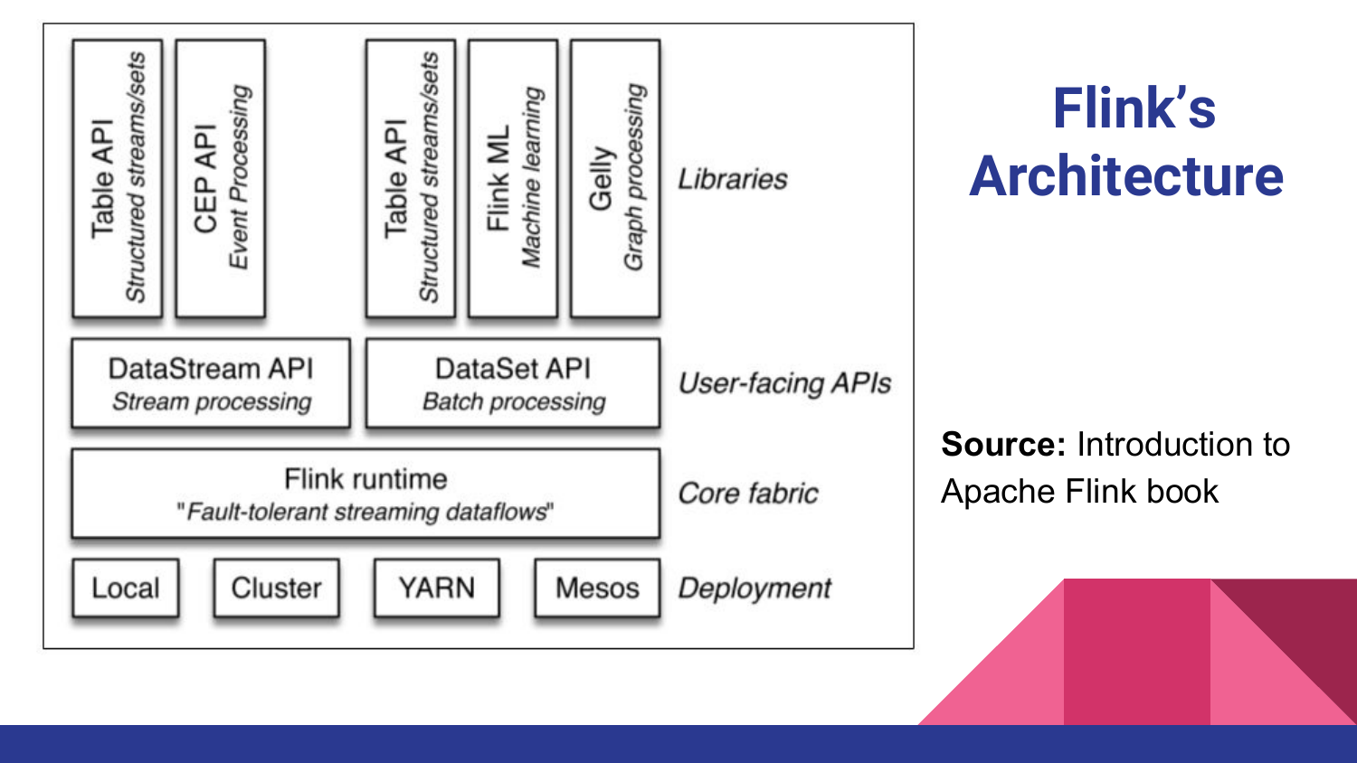# Flink's Architecture

| Table API *Structured streams/sets* | CEP API *Event Processing* | Table API *Structured streams/sets* | Flink ML *Machine learning* | Gelly *Graph processing* | *Libraries* |
|---|---|---|---|---|---|
| DataStream API *Stream processing* | | DataSet API *Batch processing* | | | *User-facing APIs* |
| Flink runtime *"Fault-tolerant streaming dataflows"* | | | | | *Core fabric* |
| Local | Cluster | YARN | Mesos | | *Deployment* |

**Source:** Introduction to Apache Flink book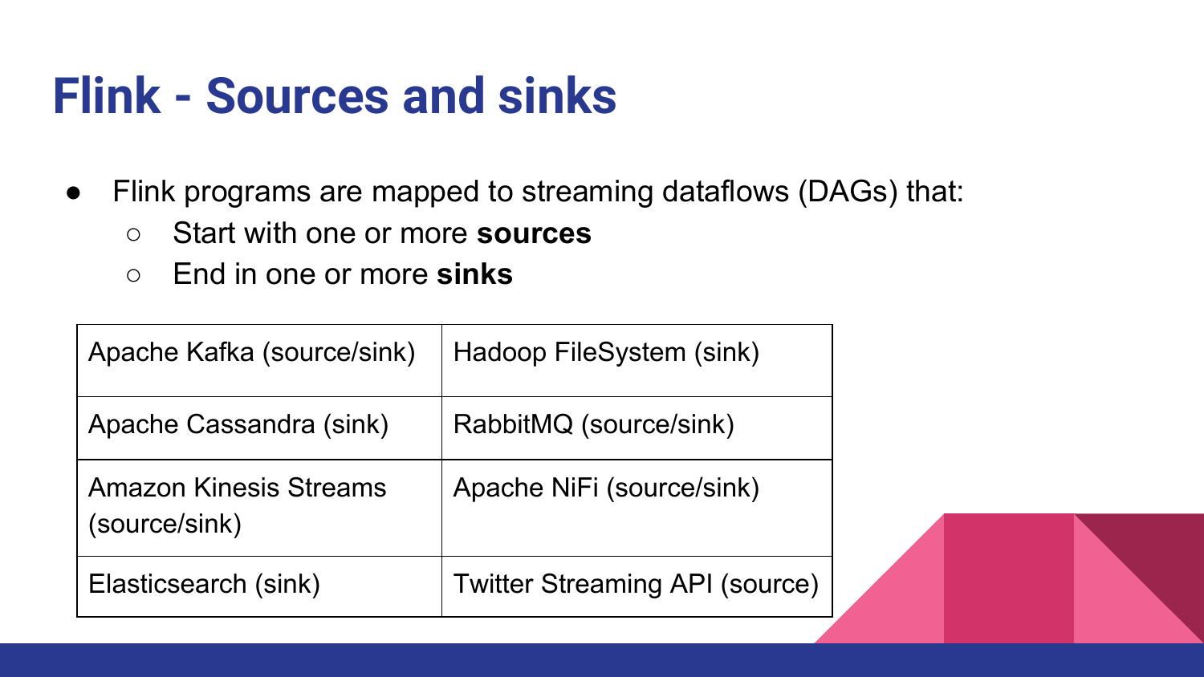# Flink - Sources and sinks

- Flink programs are mapped to streaming dataflows (DAGs) that:
  - Start with one or more **sources**
  - End in one or more **sinks**

| | |
|---|---|
| Apache Kafka (source/sink) | Hadoop FileSystem (sink) |
| Apache Cassandra (sink) | RabbitMQ (source/sink) |
| Amazon Kinesis Streams (source/sink) | Apache NiFi (source/sink) |
| Elasticsearch (sink) | Twitter Streaming API (source) |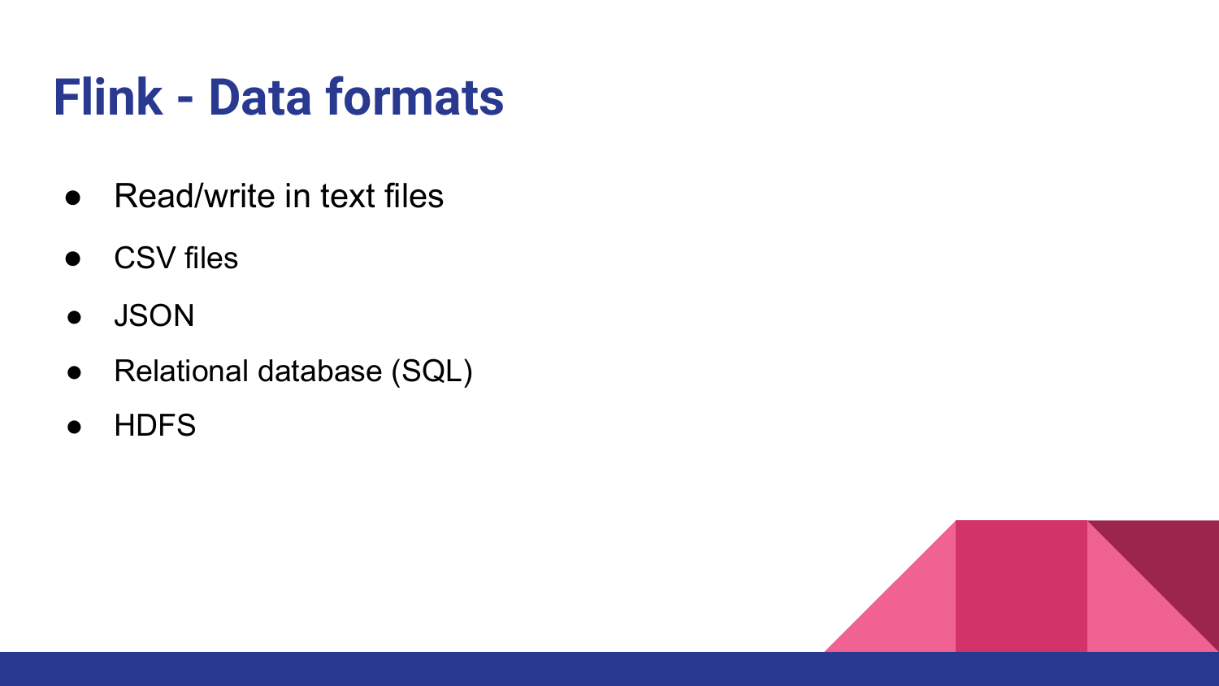# Flink - Data formats

- Read/write in text files
- CSV files
- JSON
- Relational database (SQL)
- HDFS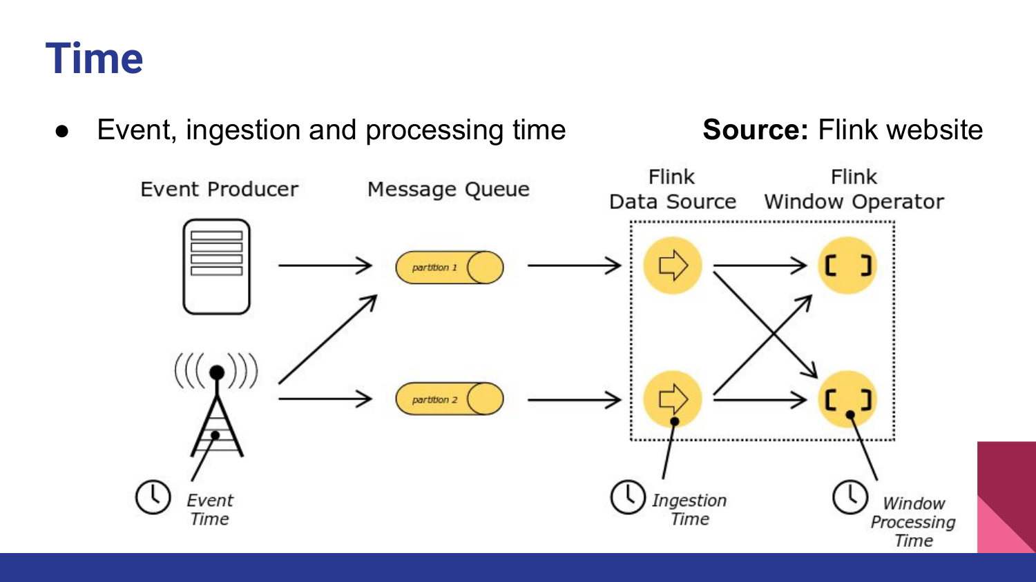# Time

- Event, ingestion and processing time

**Source:** Flink website

Event Producer

Message Queue

Flink Data Source

Flink Window Operator

partition 1

partition 2

Event Time

Ingestion Time

Window Processing Time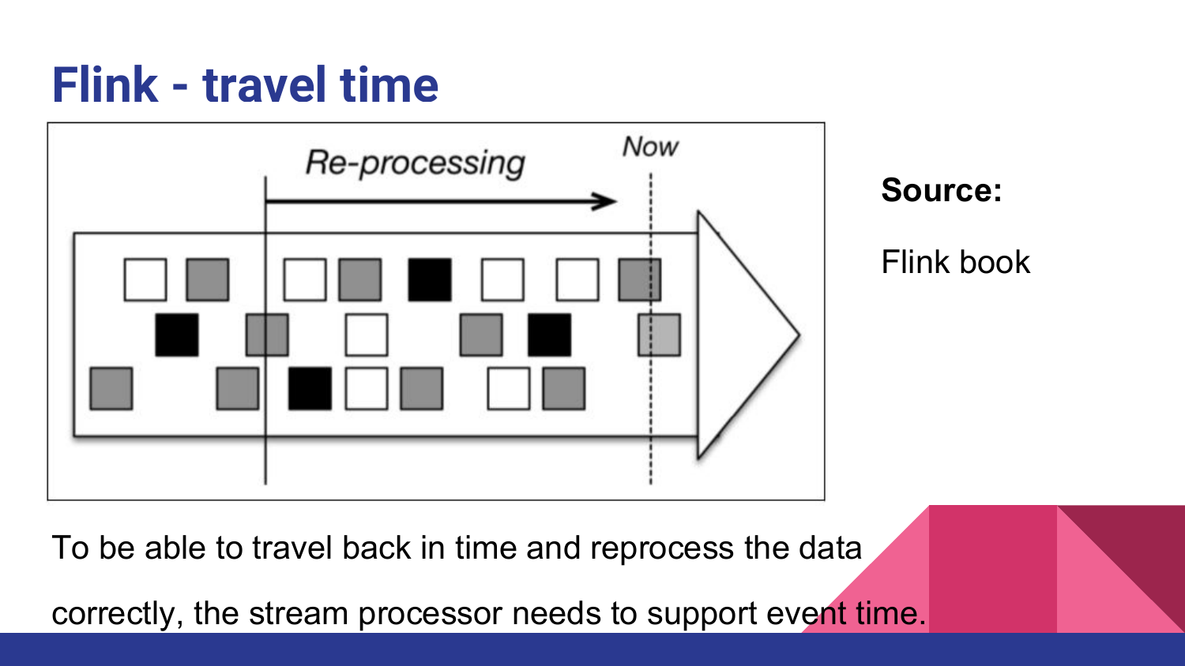# Flink - travel time

**Source:**

Flink book

To be able to travel back in time and reprocess the data correctly, the stream processor needs to support event time.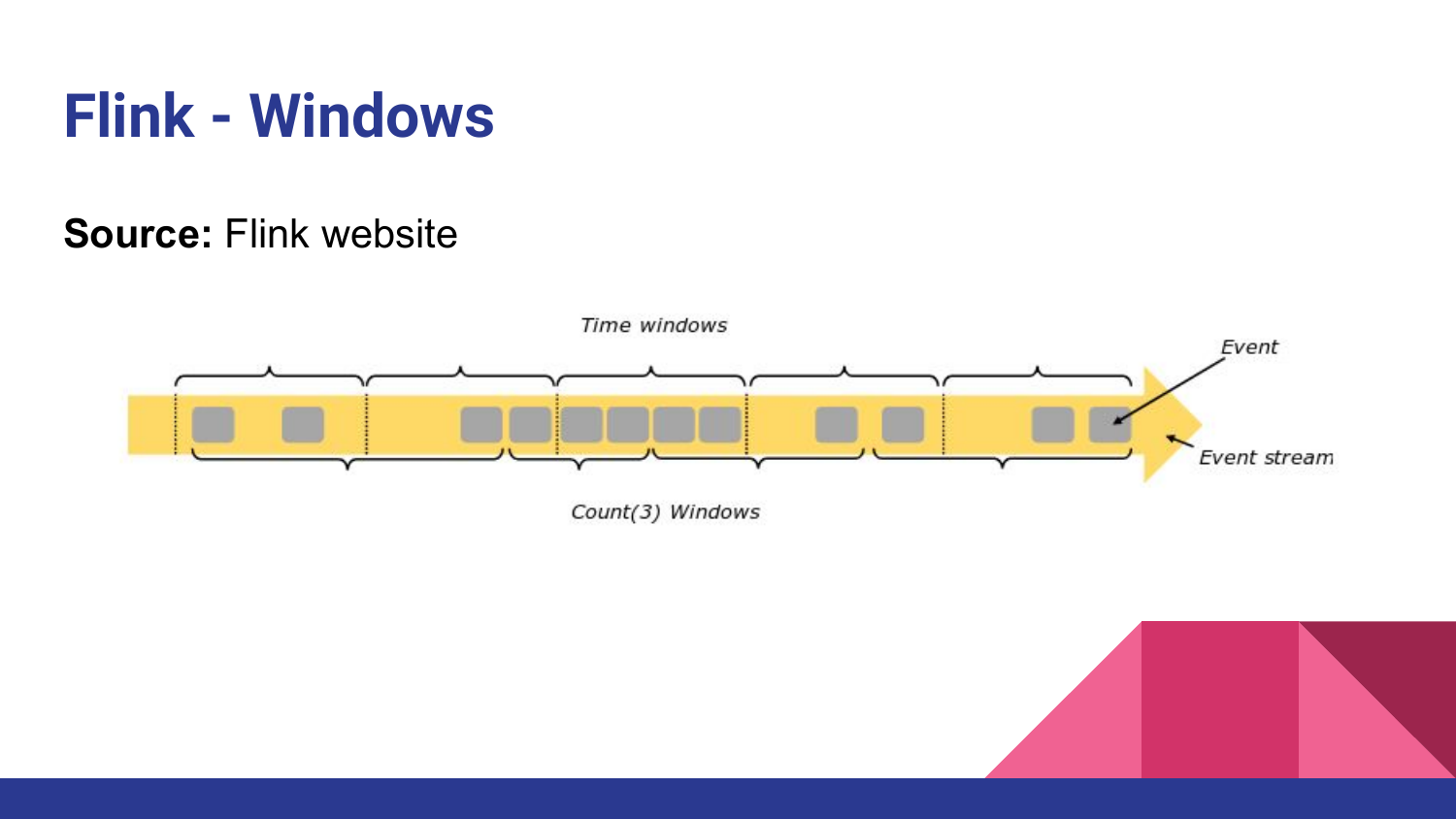# Flink - Windows

**Source:** Flink website

Time windows

Event

Event stream

Count(3) Windows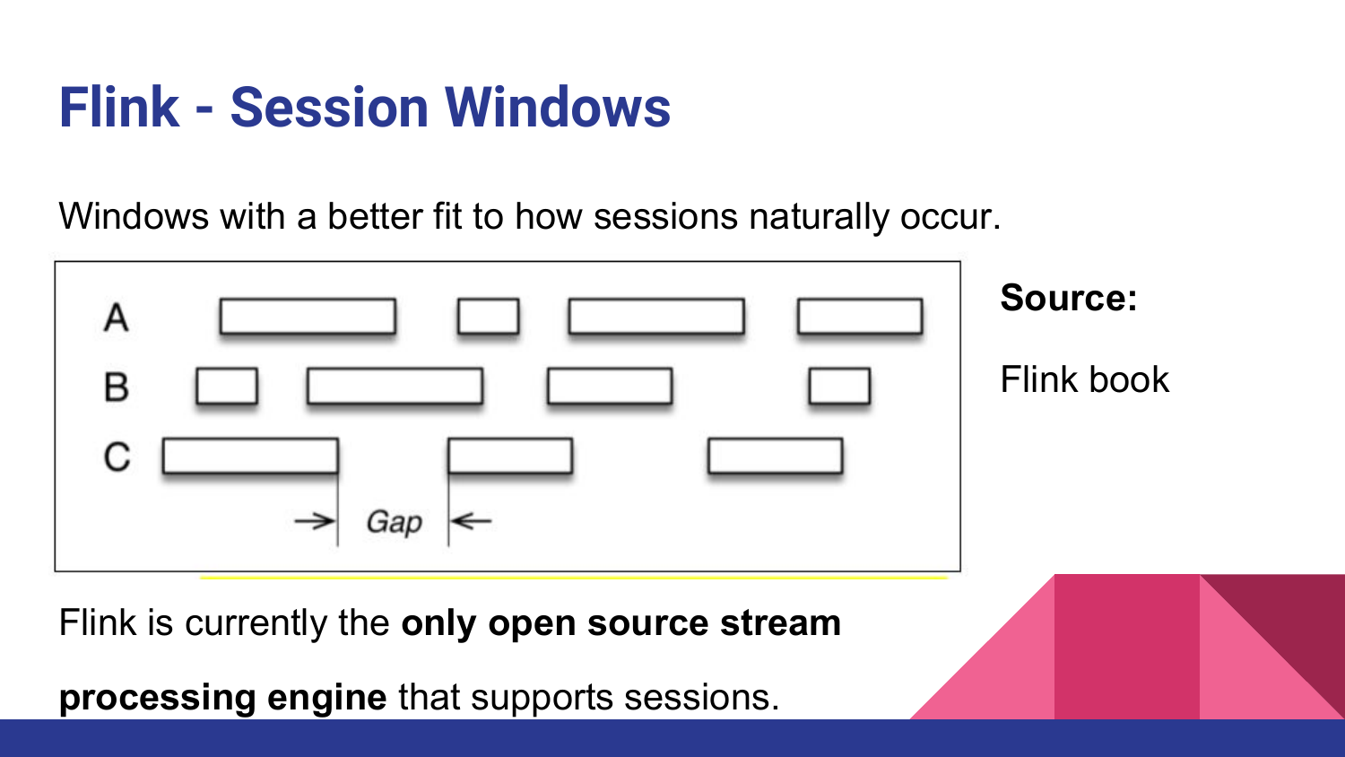# Flink - Session Windows

Windows with a better fit to how sessions naturally occur.

**Source:**

Flink book

Flink is currently the **only open source stream processing engine** that supports sessions.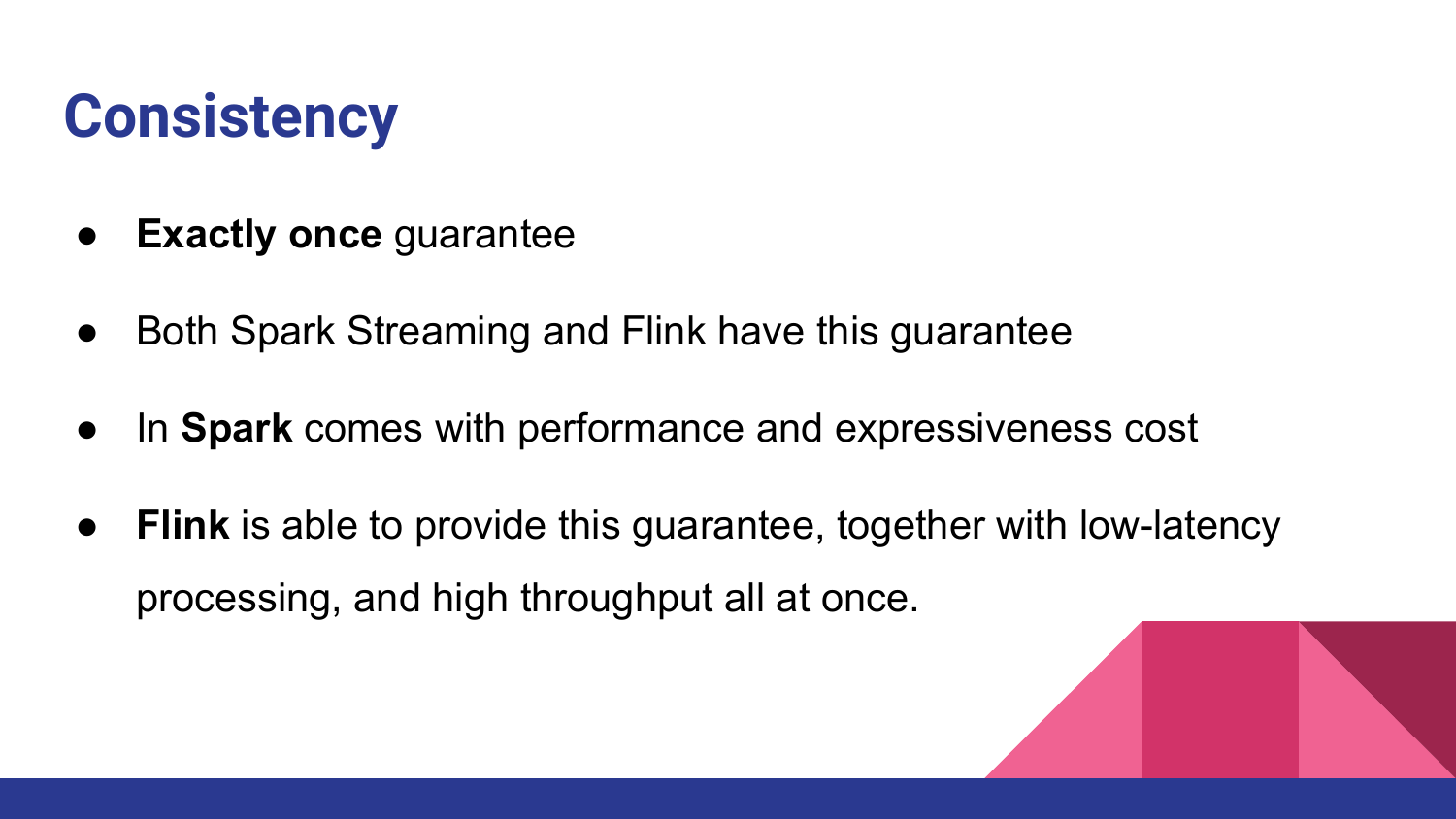# Consistency

- **Exactly once** guarantee
- Both Spark Streaming and Flink have this guarantee
- In **Spark** comes with performance and expressiveness cost
- **Flink** is able to provide this guarantee, together with low-latency processing, and high throughput all at once.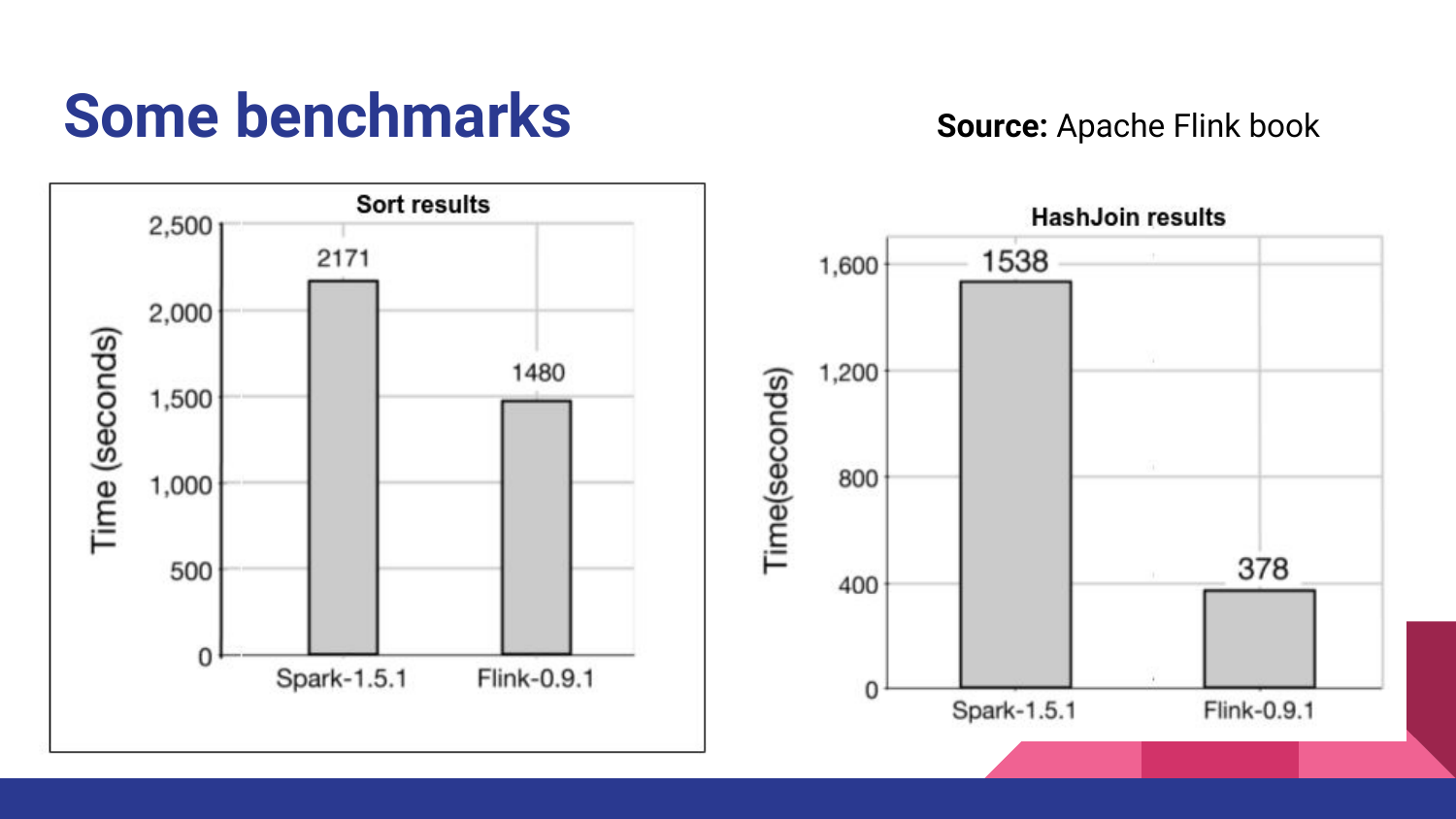# Some benchmarks

**Source:** Apache Flink book

**Sort results**

| | Time (seconds) |
|---|---|
| Spark-1.5.1 | 2171 |
| Flink-0.9.1 | 1480 |

**HashJoin results**

| | Time(seconds) |
|---|---|
| Spark-1.5.1 | 1538 |
| Flink-0.9.1 | 378 |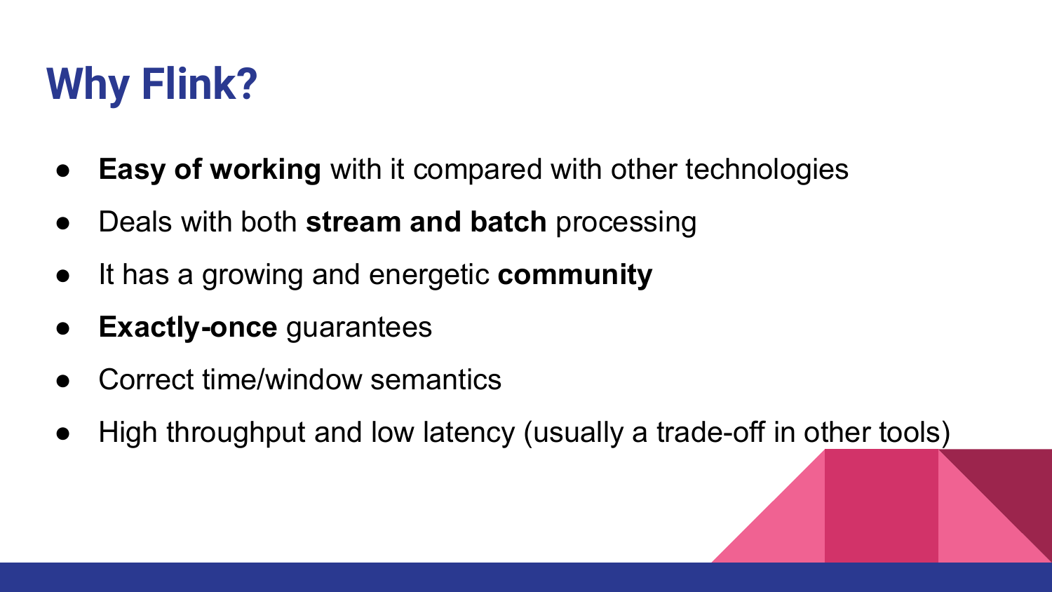# Why Flink?

- **Easy of working** with it compared with other technologies
- Deals with both **stream and batch** processing
- It has a growing and energetic **community**
- **Exactly-once** guarantees
- Correct time/window semantics
- High throughput and low latency (usually a trade-off in other tools)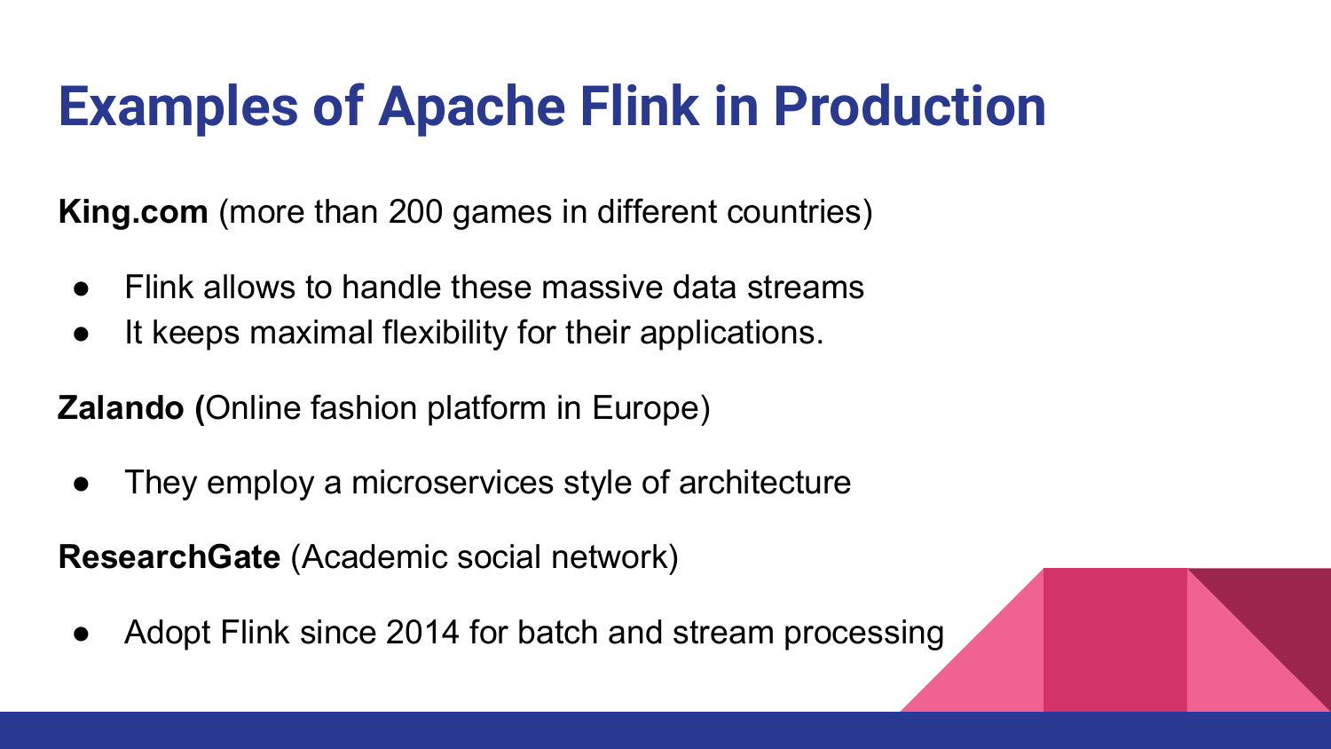# Examples of Apache Flink in Production

**King.com** (more than 200 games in different countries)

- Flink allows to handle these massive data streams
- It keeps maximal flexibility for their applications.

**Zalando (**Online fashion platform in Europe)

- They employ a microservices style of architecture

**ResearchGate** (Academic social network)

- Adopt Flink since 2014 for batch and stream processing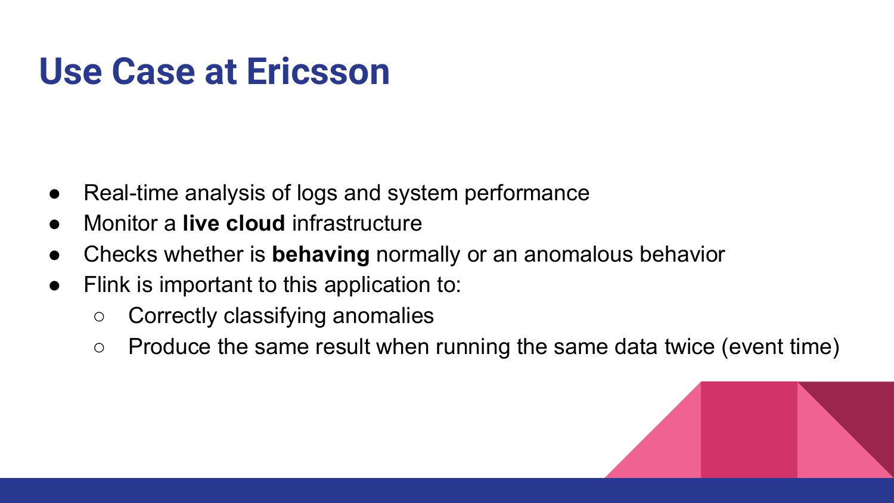# Use Case at Ericsson

- Real-time analysis of logs and system performance
- Monitor a **live cloud** infrastructure
- Checks whether is **behaving** normally or an anomalous behavior
- Flink is important to this application to:
  - Correctly classifying anomalies
  - Produce the same result when running the same data twice (event time)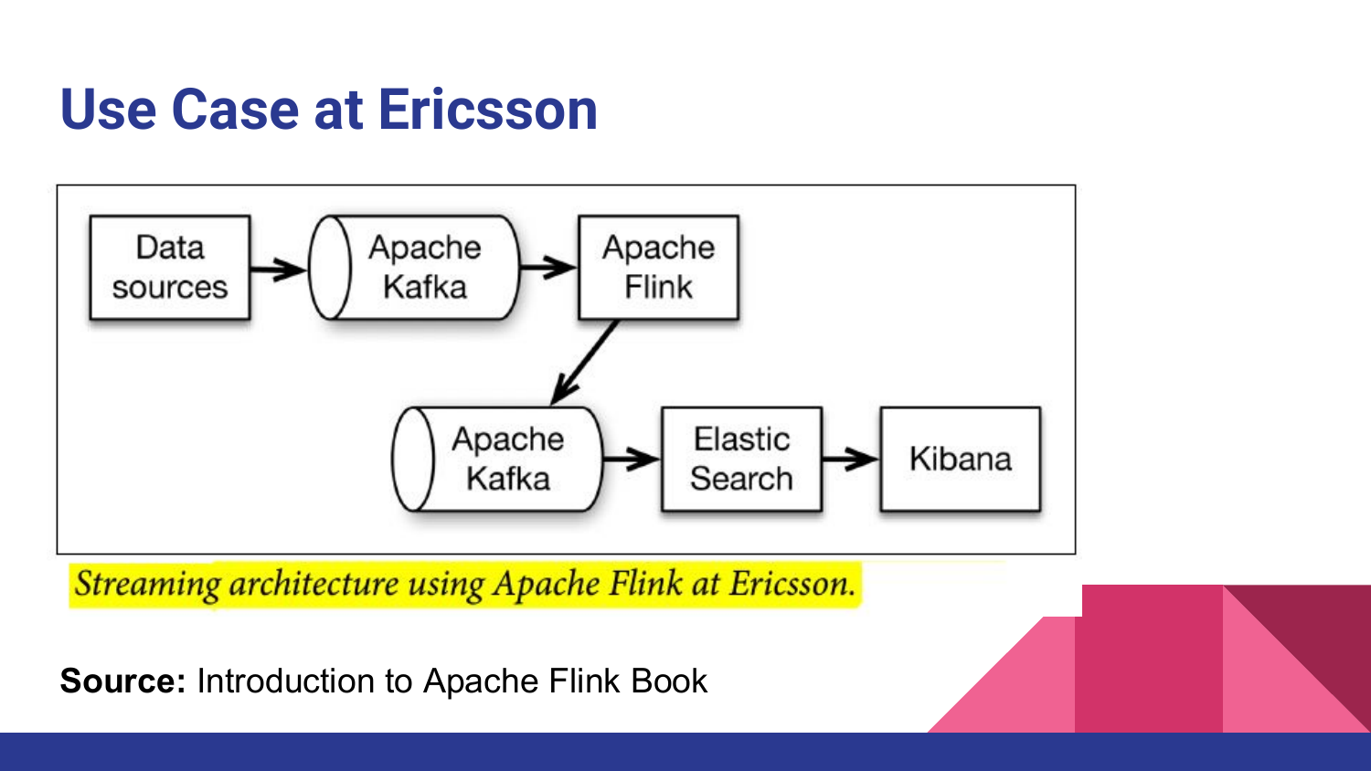# Use Case at Ericsson

Data sources → Apache Kafka → Apache Flink → Apache Kafka → Elastic Search → Kibana

*Streaming architecture using Apache Flink at Ericsson.*

**Source:** Introduction to Apache Flink Book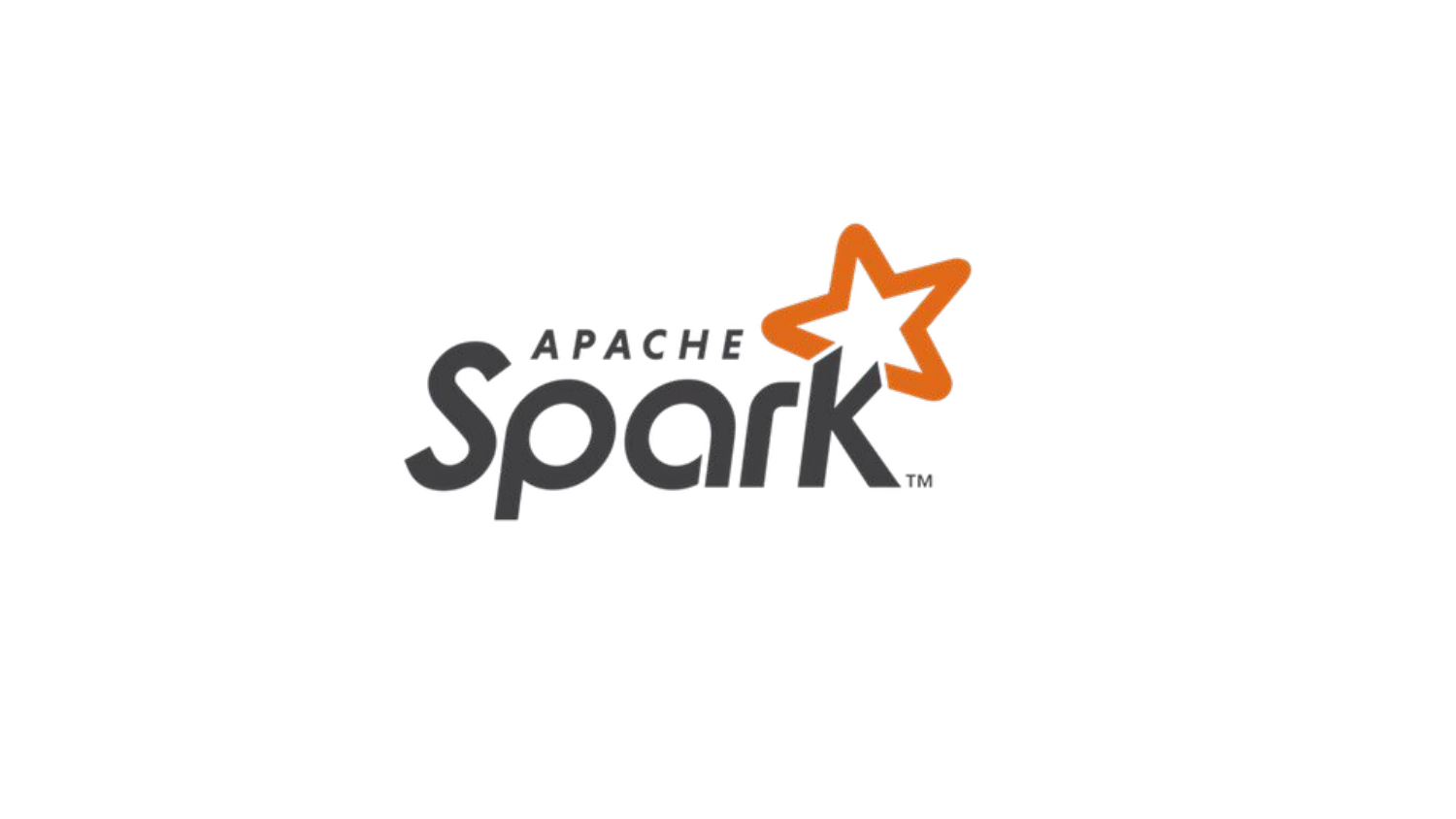APACHE

Spark™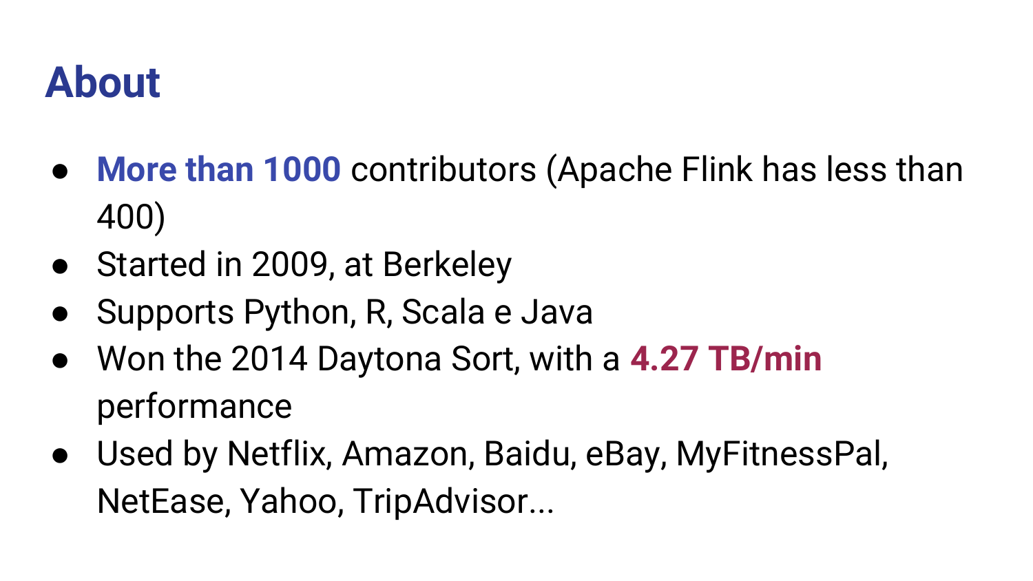# About

- **More than 1000** contributors (Apache Flink has less than 400)
- Started in 2009, at Berkeley
- Supports Python, R, Scala e Java
- Won the 2014 Daytona Sort, with a **4.27 TB/min** performance
- Used by Netflix, Amazon, Baidu, eBay, MyFitnessPal, NetEase, Yahoo, TripAdvisor...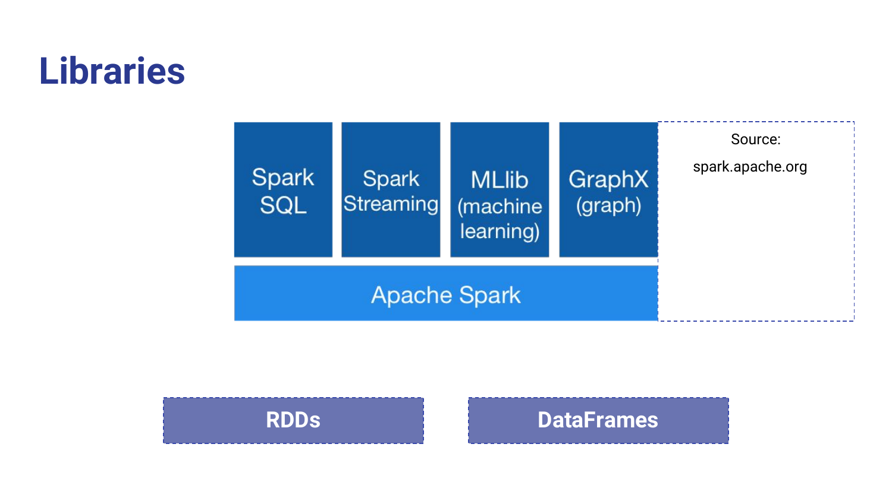# Libraries

| Spark SQL | Spark Streaming | MLlib (machine learning) | GraphX (graph) |
| --- | --- | --- | --- |
| Apache Spark | | | |

Source:

spark.apache.org

**RDDs**

**DataFrames**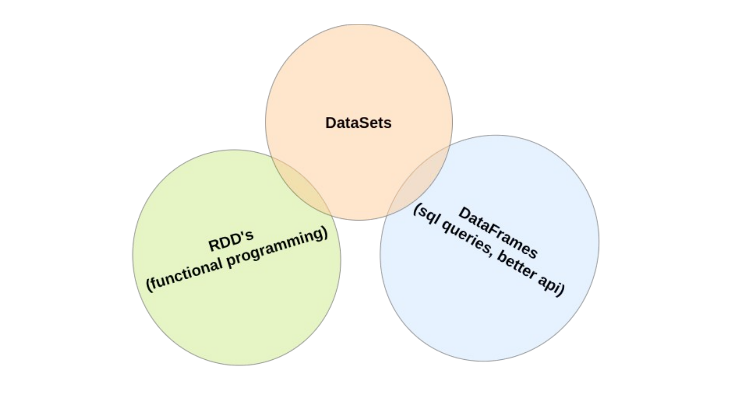DataSets

RDD's
(functional programming)

DataFrames
(sql queries, better api)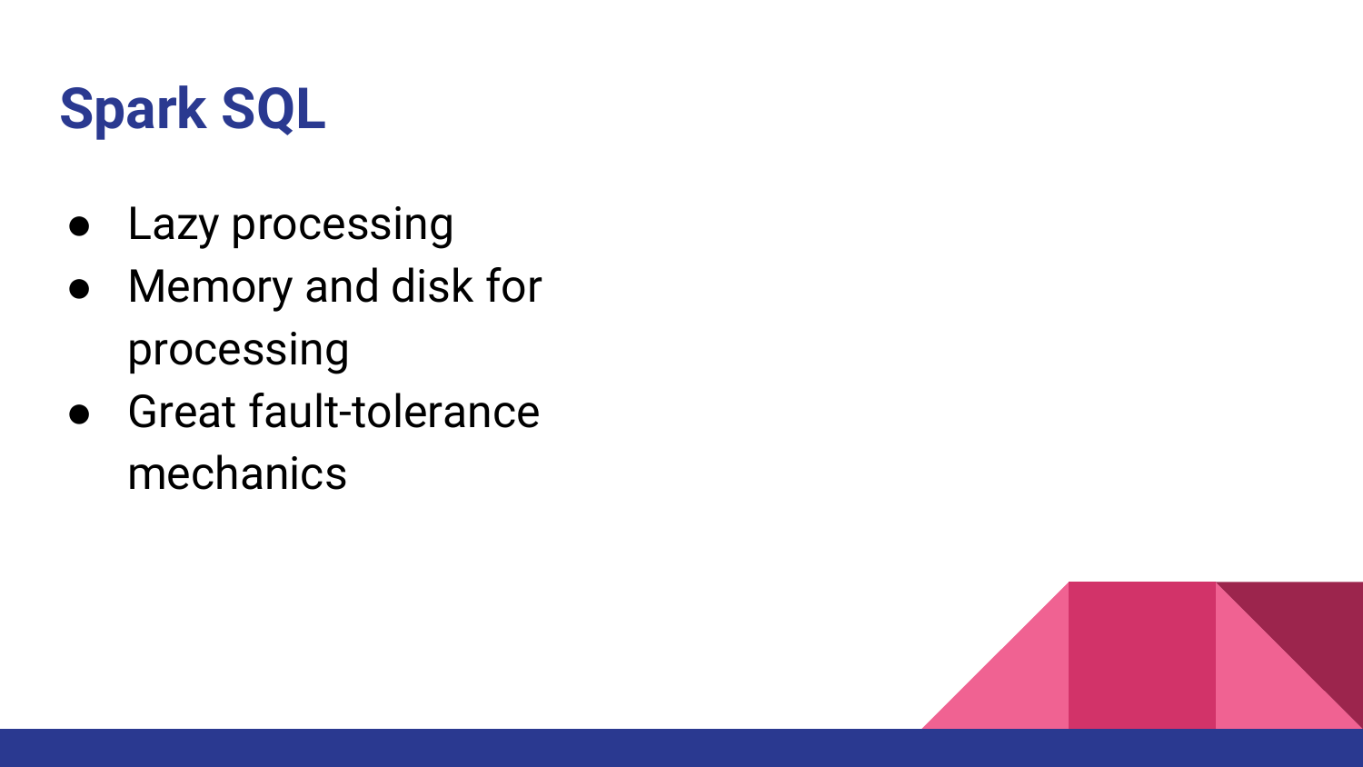# Spark SQL

- Lazy processing
- Memory and disk for processing
- Great fault-tolerance mechanics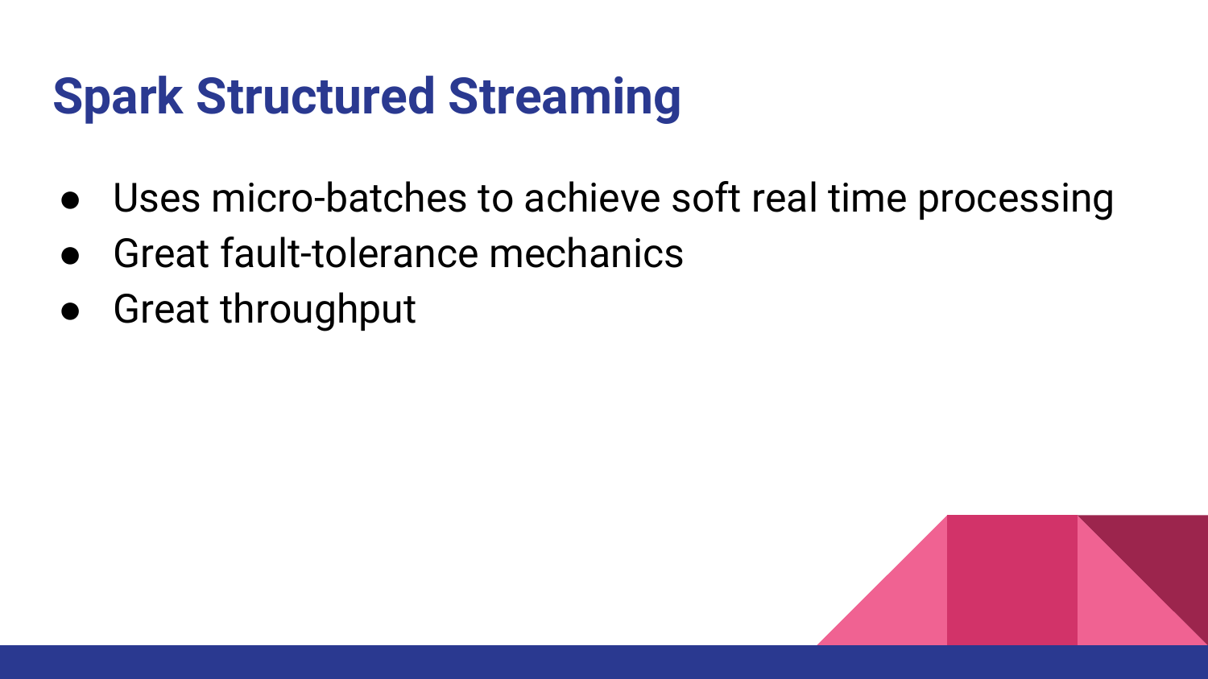# Spark Structured Streaming

- Uses micro-batches to achieve soft real time processing
- Great fault-tolerance mechanics
- Great throughput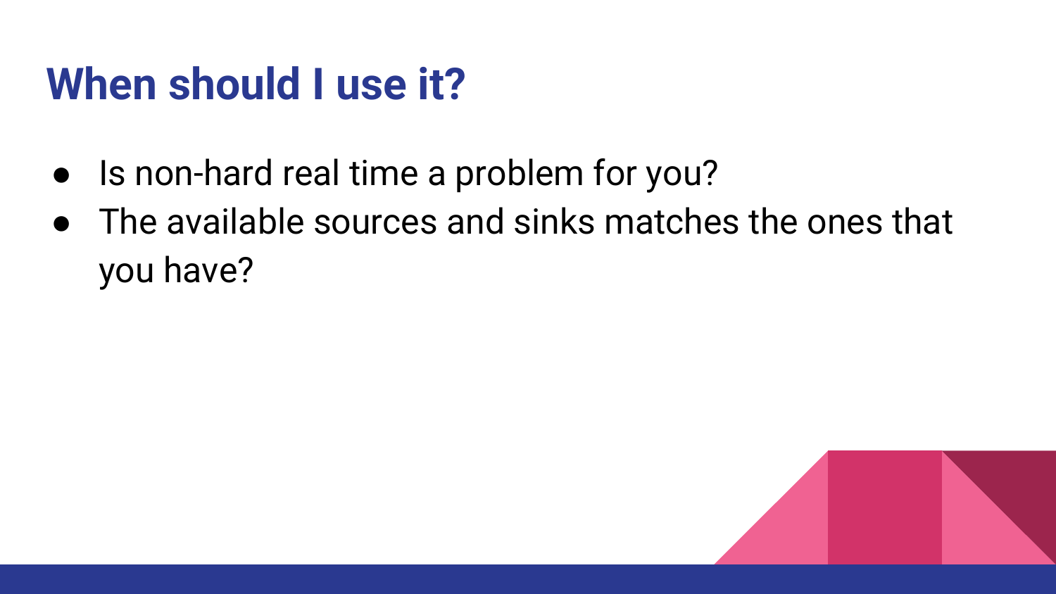# When should I use it?

- Is non-hard real time a problem for you?
- The available sources and sinks matches the ones that you have?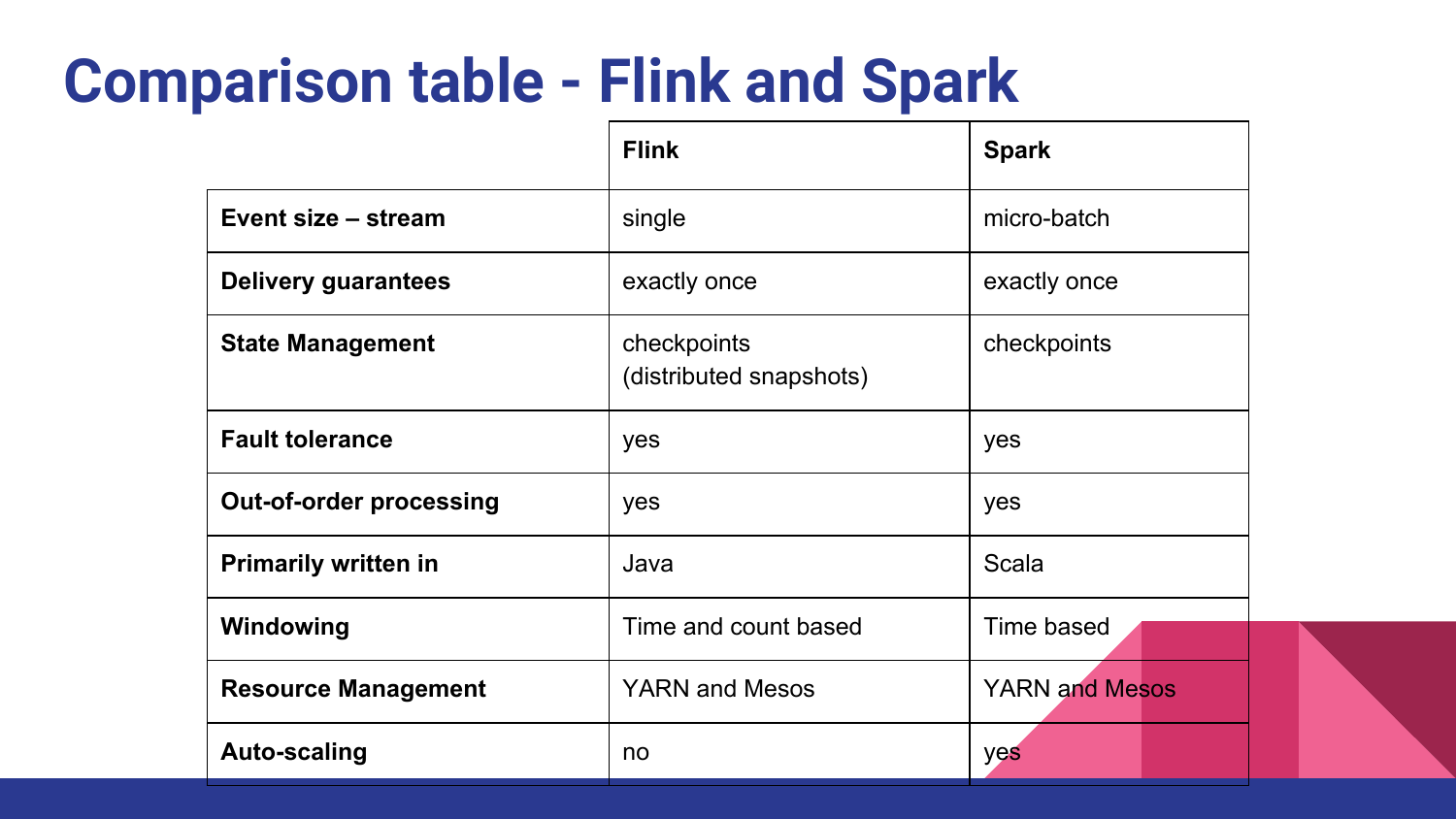# Comparison table - Flink and Spark

| | **Flink** | **Spark** |
|---|---|---|
| **Event size – stream** | single | micro-batch |
| **Delivery guarantees** | exactly once | exactly once |
| **State Management** | checkpoints (distributed snapshots) | checkpoints |
| **Fault tolerance** | yes | yes |
| **Out-of-order processing** | yes | yes |
| **Primarily written in** | Java | Scala |
| **Windowing** | Time and count based | Time based |
| **Resource Management** | YARN and Mesos | YARN and Mesos |
| **Auto-scaling** | no | yes |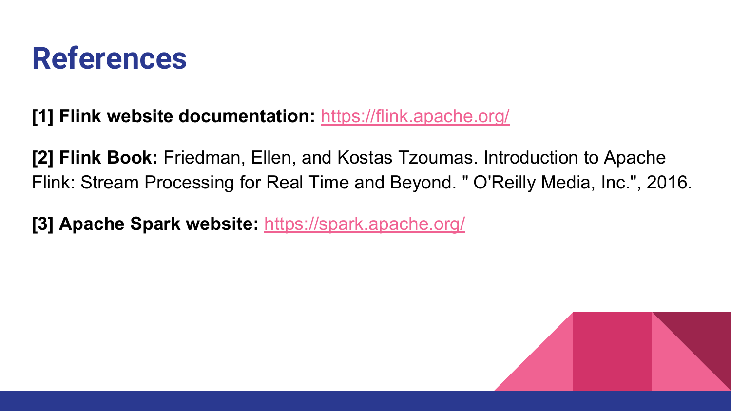# References

**[1] Flink website documentation:** https://flink.apache.org/

**[2] Flink Book:** Friedman, Ellen, and Kostas Tzoumas. Introduction to Apache Flink: Stream Processing for Real Time and Beyond. " O'Reilly Media, Inc.", 2016.

**[3] Apache Spark website:** https://spark.apache.org/